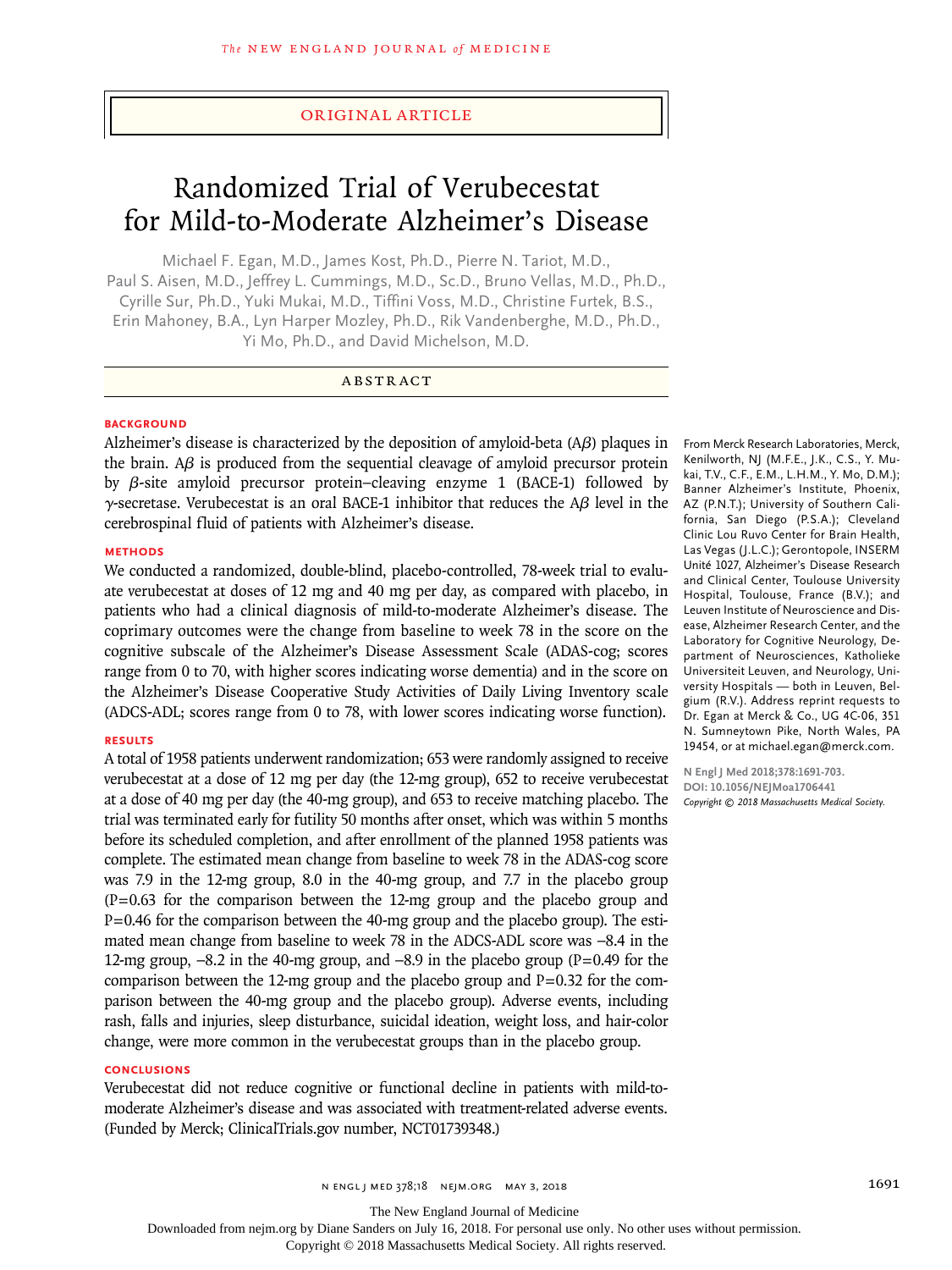ORIGINAL ARTICLE

# Randomized Trial of Verubecestat for Mild-to-Moderate Alzheimer's Disease

Michael F. Egan, M.D., James Kost, Ph.D., Pierre N. Tariot, M.D., Paul S. Aisen, M.D., Jeffrey L. Cummings, M.D., Sc.D., Bruno Vellas, M.D., Ph.D., Cyrille Sur, Ph.D., Yuki Mukai, M.D., Tiffini Voss, M.D., Christine Furtek, B.S., Erin Mahoney, B.A., Lyn Harper Mozley, Ph.D., Rik Vandenberghe, M.D., Ph.D., Yi Mo, Ph.D., and David Michelson, M.D.

## ABSTRACT

### BACKGROUND

Alzheimer's disease is characterized by the deposition of amyloid-beta (A$\beta$) plaques in the brain. A$\beta$ is produced from the sequential cleavage of amyloid precursor protein by $\beta$-site amyloid precursor protein–cleaving enzyme 1 (BACE-1) followed by $\gamma$-secretase. Verubecestat is an oral BACE-1 inhibitor that reduces the A$\beta$ level in the cerebrospinal fluid of patients with Alzheimer's disease.

### METHODS

We conducted a randomized, double-blind, placebo-controlled, 78-week trial to evaluate verubecestat at doses of 12 mg and 40 mg per day, as compared with placebo, in patients who had a clinical diagnosis of mild-to-moderate Alzheimer's disease. The coprimary outcomes were the change from baseline to week 78 in the score on the cognitive subscale of the Alzheimer's Disease Assessment Scale (ADAS-cog; scores range from 0 to 70, with higher scores indicating worse dementia) and in the score on the Alzheimer's Disease Cooperative Study Activities of Daily Living Inventory scale (ADCS-ADL; scores range from 0 to 78, with lower scores indicating worse function).

### RESULTS

A total of 1958 patients underwent randomization; 653 were randomly assigned to receive verubecestat at a dose of 12 mg per day (the 12-mg group), 652 to receive verubecestat at a dose of 40 mg per day (the 40-mg group), and 653 to receive matching placebo. The trial was terminated early for futility 50 months after onset, which was within 5 months before its scheduled completion, and after enrollment of the planned 1958 patients was complete. The estimated mean change from baseline to week 78 in the ADAS-cog score was 7.9 in the 12-mg group, 8.0 in the 40-mg group, and 7.7 in the placebo group ($P=0.63$ for the comparison between the 12-mg group and the placebo group and $P=0.46$ for the comparison between the 40-mg group and the placebo group). The estimated mean change from baseline to week 78 in the ADCS-ADL score was −8.4 in the 12-mg group, −8.2 in the 40-mg group, and −8.9 in the placebo group ($P=0.49$ for the comparison between the 12-mg group and the placebo group and $P=0.32$ for the comparison between the 40-mg group and the placebo group). Adverse events, including rash, falls and injuries, sleep disturbance, suicidal ideation, weight loss, and hair-color change, were more common in the verubecestat groups than in the placebo group.

### CONCLUSIONS

Verubecestat did not reduce cognitive or functional decline in patients with mild-to-moderate Alzheimer's disease and was associated with treatment-related adverse events. (Funded by Merck; ClinicalTrials.gov number, NCT01739348.)

From Merck Research Laboratories, Merck, Kenilworth, NJ (M.F.E., J.K., C.S., Y. Mukai, T.V., C.F., E.M., L.H.M., Y. Mo, D.M.); Banner Alzheimer's Institute, Phoenix, AZ (P.N.T.); University of Southern California, San Diego (P.S.A.); Cleveland Clinic Lou Ruvo Center for Brain Health, Las Vegas (J.L.C.); Gerontopole, INSERM Unité 1027, Alzheimer's Disease Research and Clinical Center, Toulouse University Hospital, Toulouse, France (B.V.); and Leuven Institute of Neuroscience and Disease, Alzheimer Research Center, and the Laboratory for Cognitive Neurology, Department of Neurosciences, Katholieke Universiteit Leuven, and Neurology, University Hospitals — both in Leuven, Belgium (R.V.). Address reprint requests to Dr. Egan at Merck & Co., UG 4C-06, 351 N. Sumneytown Pike, North Wales, PA 19454, or at michael.egan@merck.com.

N Engl J Med 2018;378:1691-703.
DOI: 10.1056/NEJMoa1706441
Copyright © 2018 Massachusetts Medical Society.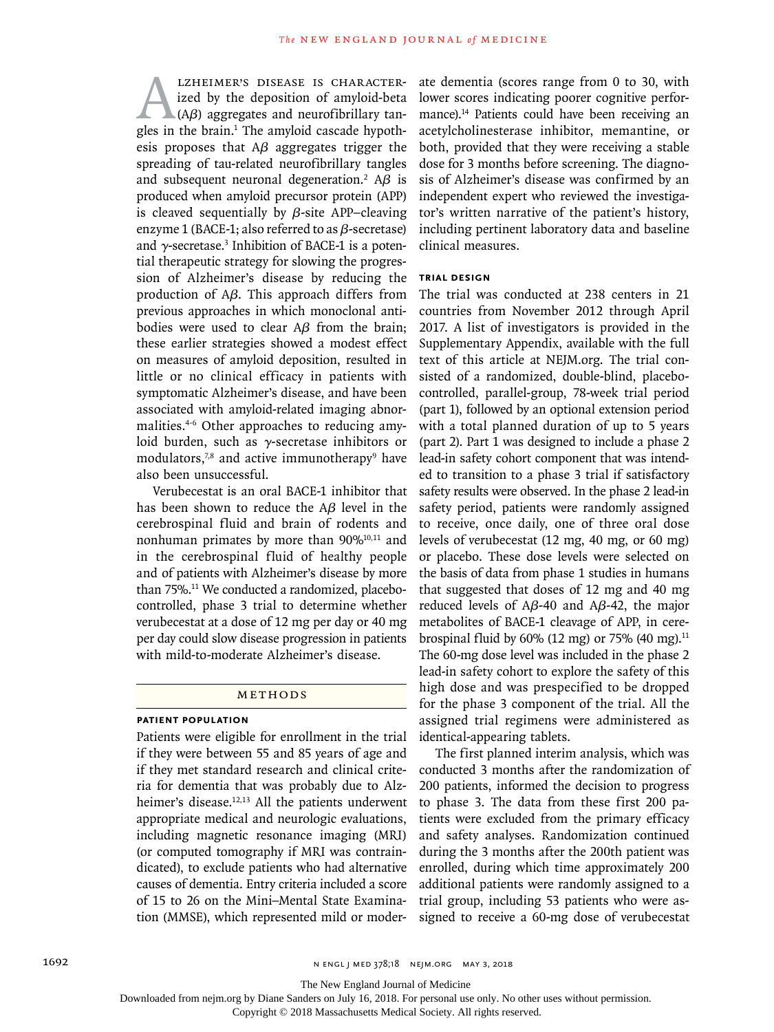Alzheimer's disease is characterized by the deposition of amyloid-beta (Aβ) aggregates and neurofibrillary tangles in the brain.[1] The amyloid cascade hypothesis proposes that Aβ aggregates trigger the spreading of tau-related neurofibrillary tangles and subsequent neuronal degeneration.[2] Aβ is produced when amyloid precursor protein (APP) is cleaved sequentially by β-site APP–cleaving enzyme 1 (BACE-1; also referred to as β-secretase) and γ-secretase.[3] Inhibition of BACE-1 is a potential therapeutic strategy for slowing the progression of Alzheimer's disease by reducing the production of Aβ. This approach differs from previous approaches in which monoclonal antibodies were used to clear Aβ from the brain; these earlier strategies showed a modest effect on measures of amyloid deposition, resulted in little or no clinical efficacy in patients with symptomatic Alzheimer's disease, and have been associated with amyloid-related imaging abnormalities.[4-6] Other approaches to reducing amyloid burden, such as γ-secretase inhibitors or modulators,[7,8] and active immunotherapy[9] have also been unsuccessful.

Verubecestat is an oral BACE-1 inhibitor that has been shown to reduce the Aβ level in the cerebrospinal fluid and brain of rodents and nonhuman primates by more than 90%[10,11] and in the cerebrospinal fluid of healthy people and of patients with Alzheimer's disease by more than 75%.[11] We conducted a randomized, placebo-controlled, phase 3 trial to determine whether verubecestat at a dose of 12 mg per day or 40 mg per day could slow disease progression in patients with mild-to-moderate Alzheimer's disease.

## Methods

### Patient Population

Patients were eligible for enrollment in the trial if they were between 55 and 85 years of age and if they met standard research and clinical criteria for dementia that was probably due to Alzheimer's disease.[12,13] All the patients underwent appropriate medical and neurologic evaluations, including magnetic resonance imaging (MRI) (or computed tomography if MRI was contraindicated), to exclude patients who had alternative causes of dementia. Entry criteria included a score of 15 to 26 on the Mini–Mental State Examination (MMSE), which represented mild or moderate dementia (scores range from 0 to 30, with lower scores indicating poorer cognitive performance).[14] Patients could have been receiving an acetylcholinesterase inhibitor, memantine, or both, provided that they were receiving a stable dose for 3 months before screening. The diagnosis of Alzheimer's disease was confirmed by an independent expert who reviewed the investigator's written narrative of the patient's history, including pertinent laboratory data and baseline clinical measures.

### Trial Design

The trial was conducted at 238 centers in 21 countries from November 2012 through April 2017. A list of investigators is provided in the Supplementary Appendix, available with the full text of this article at NEJM.org. The trial consisted of a randomized, double-blind, placebo-controlled, parallel-group, 78-week trial period (part 1), followed by an optional extension period with a total planned duration of up to 5 years (part 2). Part 1 was designed to include a phase 2 lead-in safety cohort component that was intended to transition to a phase 3 trial if satisfactory safety results were observed. In the phase 2 lead-in safety period, patients were randomly assigned to receive, once daily, one of three oral dose levels of verubecestat (12 mg, 40 mg, or 60 mg) or placebo. These dose levels were selected on the basis of data from phase 1 studies in humans that suggested that doses of 12 mg and 40 mg reduced levels of Aβ-40 and Aβ-42, the major metabolites of BACE-1 cleavage of APP, in cerebrospinal fluid by 60% (12 mg) or 75% (40 mg).[11] The 60-mg dose level was included in the phase 2 lead-in safety cohort to explore the safety of this high dose and was prespecified to be dropped for the phase 3 component of the trial. All the assigned trial regimens were administered as identical-appearing tablets.

The first planned interim analysis, which was conducted 3 months after the randomization of 200 patients, informed the decision to progress to phase 3. The data from these first 200 patients were excluded from the primary efficacy and safety analyses. Randomization continued during the 3 months after the 200th patient was enrolled, during which time approximately 200 additional patients were randomly assigned to a trial group, including 53 patients who were assigned to receive a 60-mg dose of verubecestat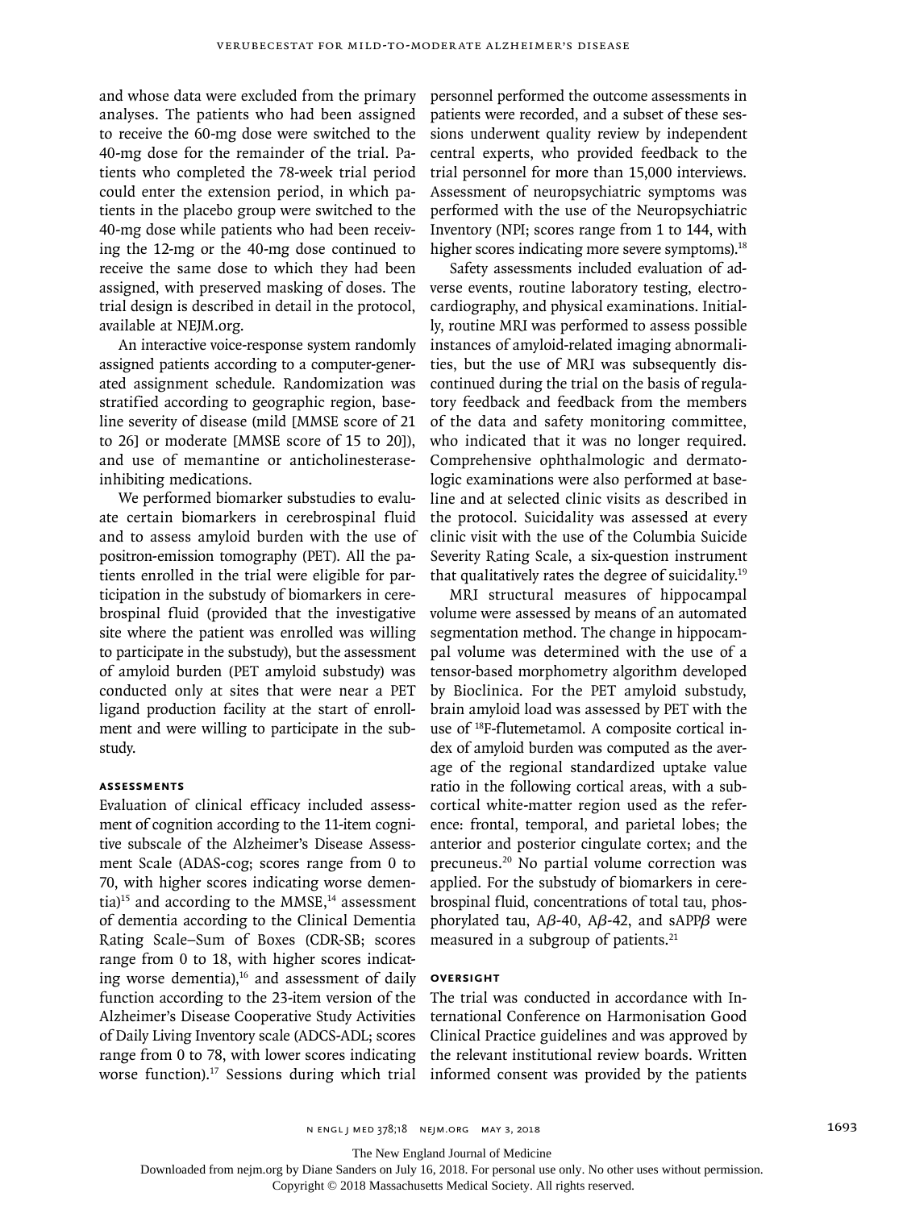and whose data were excluded from the primary analyses. The patients who had been assigned to receive the 60-mg dose were switched to the 40-mg dose for the remainder of the trial. Patients who completed the 78-week trial period could enter the extension period, in which patients in the placebo group were switched to the 40-mg dose while patients who had been receiving the 12-mg or the 40-mg dose continued to receive the same dose to which they had been assigned, with preserved masking of doses. The trial design is described in detail in the protocol, available at NEJM.org.

An interactive voice-response system randomly assigned patients according to a computer-generated assignment schedule. Randomization was stratified according to geographic region, baseline severity of disease (mild [MMSE score of 21 to 26] or moderate [MMSE score of 15 to 20]), and use of memantine or anticholinesterase-inhibiting medications.

We performed biomarker substudies to evaluate certain biomarkers in cerebrospinal fluid and to assess amyloid burden with the use of positron-emission tomography (PET). All the patients enrolled in the trial were eligible for participation in the substudy of biomarkers in cerebrospinal fluid (provided that the investigative site where the patient was enrolled was willing to participate in the substudy), but the assessment of amyloid burden (PET amyloid substudy) was conducted only at sites that were near a PET ligand production facility at the start of enrollment and were willing to participate in the substudy.

### Assessments

Evaluation of clinical efficacy included assessment of cognition according to the 11-item cognitive subscale of the Alzheimer's Disease Assessment Scale (ADAS-cog; scores range from 0 to 70, with higher scores indicating worse dementia)[15] and according to the MMSE,[14] assessment of dementia according to the Clinical Dementia Rating Scale–Sum of Boxes (CDR-SB; scores range from 0 to 18, with higher scores indicating worse dementia),[16] and assessment of daily function according to the 23-item version of the Alzheimer's Disease Cooperative Study Activities of Daily Living Inventory scale (ADCS-ADL; scores range from 0 to 78, with lower scores indicating worse function).[17] Sessions during which trial personnel performed the outcome assessments in patients were recorded, and a subset of these sessions underwent quality review by independent central experts, who provided feedback to the trial personnel for more than 15,000 interviews. Assessment of neuropsychiatric symptoms was performed with the use of the Neuropsychiatric Inventory (NPI; scores range from 1 to 144, with higher scores indicating more severe symptoms).[18]

Safety assessments included evaluation of adverse events, routine laboratory testing, electrocardiography, and physical examinations. Initially, routine MRI was performed to assess possible instances of amyloid-related imaging abnormalities, but the use of MRI was subsequently discontinued during the trial on the basis of regulatory feedback and feedback from the members of the data and safety monitoring committee, who indicated that it was no longer required. Comprehensive ophthalmologic and dermatologic examinations were also performed at baseline and at selected clinic visits as described in the protocol. Suicidality was assessed at every clinic visit with the use of the Columbia Suicide Severity Rating Scale, a six-question instrument that qualitatively rates the degree of suicidality.[19]

MRI structural measures of hippocampal volume were assessed by means of an automated segmentation method. The change in hippocampal volume was determined with the use of a tensor-based morphometry algorithm developed by Bioclinica. For the PET amyloid substudy, brain amyloid load was assessed by PET with the use of $^{18}$F-flutemetamol. A composite cortical index of amyloid burden was computed as the average of the regional standardized uptake value ratio in the following cortical areas, with a subcortical white-matter region used as the reference: frontal, temporal, and parietal lobes; the anterior and posterior cingulate cortex; and the precuneus.[20] No partial volume correction was applied. For the substudy of biomarkers in cerebrospinal fluid, concentrations of total tau, phosphorylated tau, Aβ-40, Aβ-42, and sAPPβ were measured in a subgroup of patients.[21]

### Oversight

The trial was conducted in accordance with International Conference on Harmonisation Good Clinical Practice guidelines and was approved by the relevant institutional review boards. Written informed consent was provided by the patients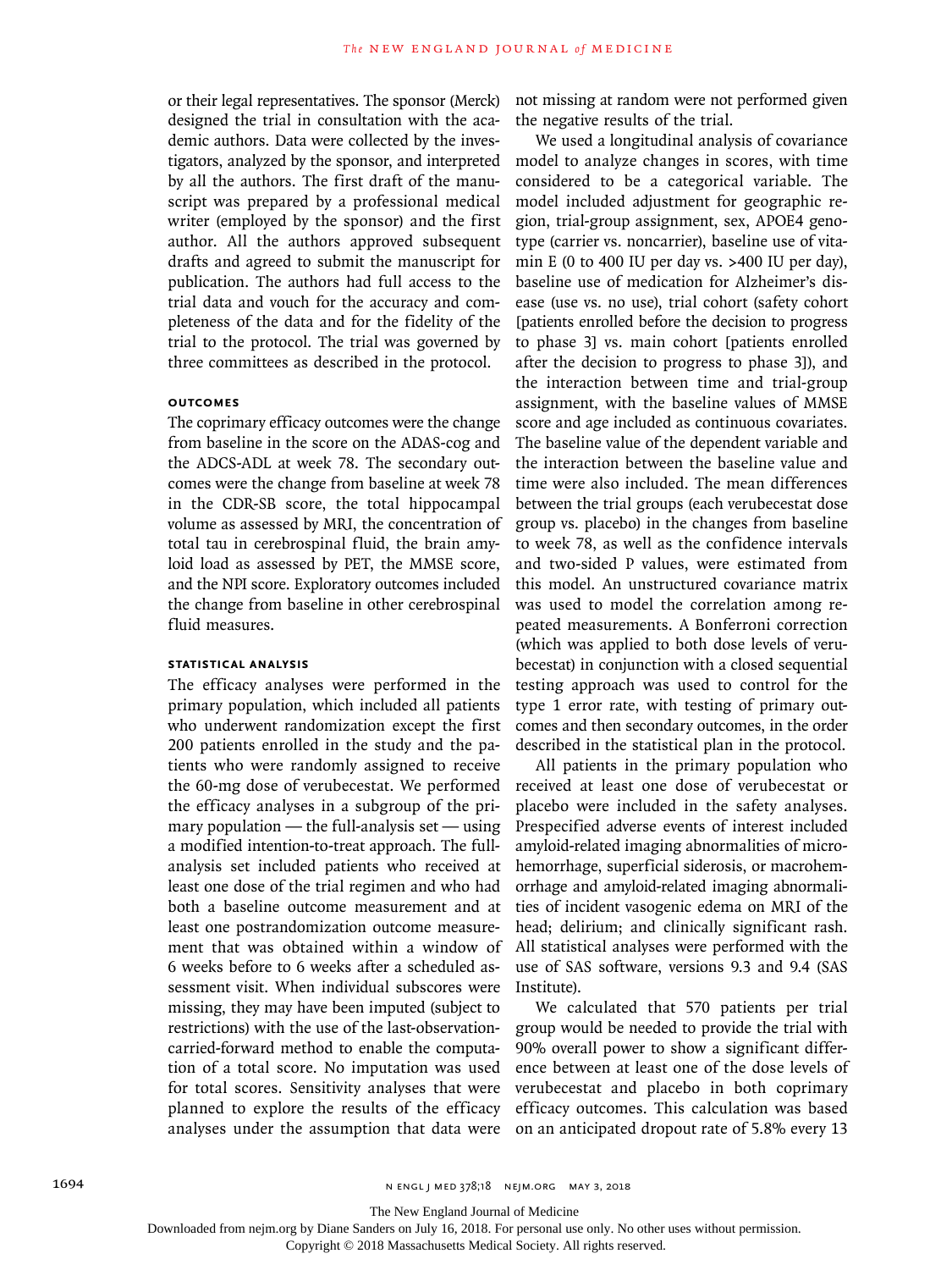or their legal representatives. The sponsor (Merck) designed the trial in consultation with the academic authors. Data were collected by the investigators, analyzed by the sponsor, and interpreted by all the authors. The first draft of the manuscript was prepared by a professional medical writer (employed by the sponsor) and the first author. All the authors approved subsequent drafts and agreed to submit the manuscript for publication. The authors had full access to the trial data and vouch for the accuracy and completeness of the data and for the fidelity of the trial to the protocol. The trial was governed by three committees as described in the protocol.

### Outcomes

The coprimary efficacy outcomes were the change from baseline in the score on the ADAS-cog and the ADCS-ADL at week 78. The secondary outcomes were the change from baseline at week 78 in the CDR-SB score, the total hippocampal volume as assessed by MRI, the concentration of total tau in cerebrospinal fluid, the brain amyloid load as assessed by PET, the MMSE score, and the NPI score. Exploratory outcomes included the change from baseline in other cerebrospinal fluid measures.

### Statistical Analysis

The efficacy analyses were performed in the primary population, which included all patients who underwent randomization except the first 200 patients enrolled in the study and the patients who were randomly assigned to receive the 60-mg dose of verubecestat. We performed the efficacy analyses in a subgroup of the primary population — the full-analysis set — using a modified intention-to-treat approach. The full-analysis set included patients who received at least one dose of the trial regimen and who had both a baseline outcome measurement and at least one postrandomization outcome measurement that was obtained within a window of 6 weeks before to 6 weeks after a scheduled assessment visit. When individual subscores were missing, they may have been imputed (subject to restrictions) with the use of the last-observation-carried-forward method to enable the computation of a total score. No imputation was used for total scores. Sensitivity analyses that were planned to explore the results of the efficacy analyses under the assumption that data were not missing at random were not performed given the negative results of the trial.

We used a longitudinal analysis of covariance model to analyze changes in scores, with time considered to be a categorical variable. The model included adjustment for geographic region, trial-group assignment, sex, APOE4 genotype (carrier vs. noncarrier), baseline use of vitamin E (0 to 400 IU per day vs. >400 IU per day), baseline use of medication for Alzheimer's disease (use vs. no use), trial cohort (safety cohort [patients enrolled before the decision to progress to phase 3] vs. main cohort [patients enrolled after the decision to progress to phase 3]), and the interaction between time and trial-group assignment, with the baseline values of MMSE score and age included as continuous covariates. The baseline value of the dependent variable and the interaction between the baseline value and time were also included. The mean differences between the trial groups (each verubecestat dose group vs. placebo) in the changes from baseline to week 78, as well as the confidence intervals and two-sided P values, were estimated from this model. An unstructured covariance matrix was used to model the correlation among repeated measurements. A Bonferroni correction (which was applied to both dose levels of verubecestat) in conjunction with a closed sequential testing approach was used to control for the type 1 error rate, with testing of primary outcomes and then secondary outcomes, in the order described in the statistical plan in the protocol.

All patients in the primary population who received at least one dose of verubecestat or placebo were included in the safety analyses. Prespecified adverse events of interest included amyloid-related imaging abnormalities of microhemorrhage, superficial siderosis, or macrohemorrhage and amyloid-related imaging abnormalities of incident vasogenic edema on MRI of the head; delirium; and clinically significant rash. All statistical analyses were performed with the use of SAS software, versions 9.3 and 9.4 (SAS Institute).

We calculated that 570 patients per trial group would be needed to provide the trial with 90% overall power to show a significant difference between at least one of the dose levels of verubecestat and placebo in both coprimary efficacy outcomes. This calculation was based on an anticipated dropout rate of 5.8% every 13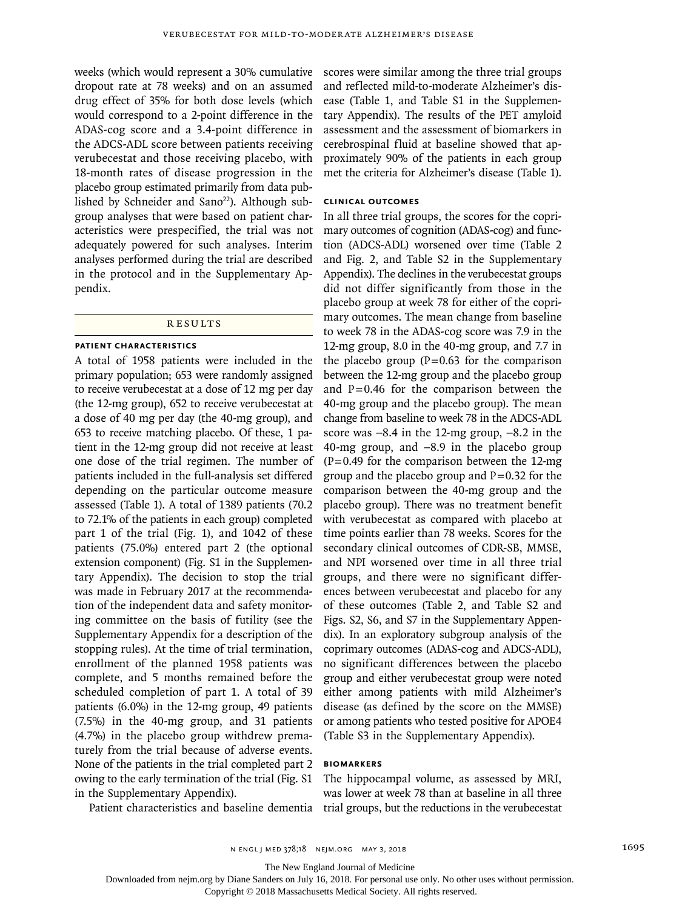weeks (which would represent a 30% cumulative dropout rate at 78 weeks) and on an assumed drug effect of 35% for both dose levels (which would correspond to a 2-point difference in the ADAS-cog score and a 3.4-point difference in the ADCS-ADL score between patients receiving verubecestat and those receiving placebo, with 18-month rates of disease progression in the placebo group estimated primarily from data published by Schneider and Sano[22]). Although subgroup analyses that were based on patient characteristics were prespecified, the trial was not adequately powered for such analyses. Interim analyses performed during the trial are described in the protocol and in the Supplementary Appendix.

## Results

### Patient Characteristics

A total of 1958 patients were included in the primary population; 653 were randomly assigned to receive verubecestat at a dose of 12 mg per day (the 12-mg group), 652 to receive verubecestat at a dose of 40 mg per day (the 40-mg group), and 653 to receive matching placebo. Of these, 1 patient in the 12-mg group did not receive at least one dose of the trial regimen. The number of patients included in the full-analysis set differed depending on the particular outcome measure assessed (Table 1). A total of 1389 patients (70.2 to 72.1% of the patients in each group) completed part 1 of the trial (Fig. 1), and 1042 of these patients (75.0%) entered part 2 (the optional extension component) (Fig. S1 in the Supplementary Appendix). The decision to stop the trial was made in February 2017 at the recommendation of the independent data and safety monitoring committee on the basis of futility (see the Supplementary Appendix for a description of the stopping rules). At the time of trial termination, enrollment of the planned 1958 patients was complete, and 5 months remained before the scheduled completion of part 1. A total of 39 patients (6.0%) in the 12-mg group, 49 patients (7.5%) in the 40-mg group, and 31 patients (4.7%) in the placebo group withdrew prematurely from the trial because of adverse events. None of the patients in the trial completed part 2 owing to the early termination of the trial (Fig. S1 in the Supplementary Appendix).

Patient characteristics and baseline dementia scores were similar among the three trial groups and reflected mild-to-moderate Alzheimer's disease (Table 1, and Table S1 in the Supplementary Appendix). The results of the PET amyloid assessment and the assessment of biomarkers in cerebrospinal fluid at baseline showed that approximately 90% of the patients in each group met the criteria for Alzheimer's disease (Table 1).

### Clinical Outcomes

In all three trial groups, the scores for the coprimary outcomes of cognition (ADAS-cog) and function (ADCS-ADL) worsened over time (Table 2 and Fig. 2, and Table S2 in the Supplementary Appendix). The declines in the verubecestat groups did not differ significantly from those in the placebo group at week 78 for either of the coprimary outcomes. The mean change from baseline to week 78 in the ADAS-cog score was 7.9 in the 12-mg group, 8.0 in the 40-mg group, and 7.7 in the placebo group ($P=0.63$ for the comparison between the 12-mg group and the placebo group and $P=0.46$ for the comparison between the 40-mg group and the placebo group). The mean change from baseline to week 78 in the ADCS-ADL score was −8.4 in the 12-mg group, −8.2 in the 40-mg group, and −8.9 in the placebo group ($P=0.49$ for the comparison between the 12-mg group and the placebo group and $P=0.32$ for the comparison between the 40-mg group and the placebo group). There was no treatment benefit with verubecestat as compared with placebo at time points earlier than 78 weeks. Scores for the secondary clinical outcomes of CDR-SB, MMSE, and NPI worsened over time in all three trial groups, and there were no significant differences between verubecestat and placebo for any of these outcomes (Table 2, and Table S2 and Figs. S2, S6, and S7 in the Supplementary Appendix). In an exploratory subgroup analysis of the coprimary outcomes (ADAS-cog and ADCS-ADL), no significant differences between the placebo group and either verubecestat group were noted either among patients with mild Alzheimer's disease (as defined by the score on the MMSE) or among patients who tested positive for APOE4 (Table S3 in the Supplementary Appendix).

### Biomarkers

The hippocampal volume, as assessed by MRI, was lower at week 78 than at baseline in all three trial groups, but the reductions in the verubecestat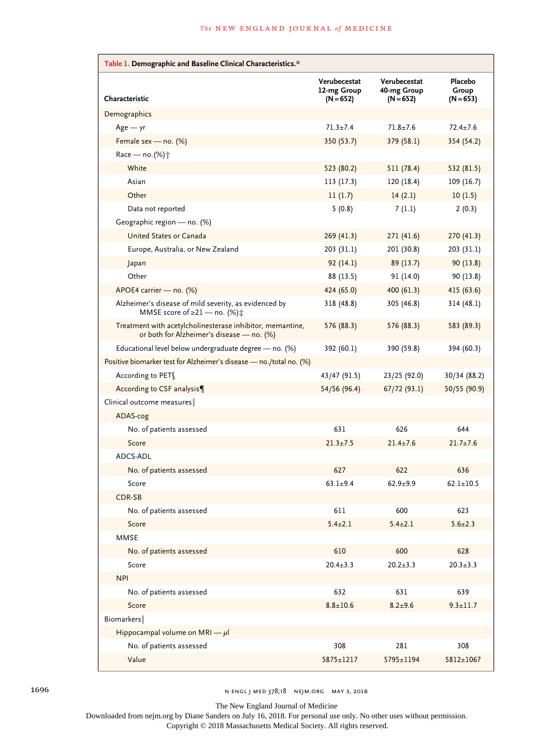**Table 1. Demographic and Baseline Clinical Characteristics.***

| Characteristic | Verubecestat 12-mg Group (N=652) | Verubecestat 40-mg Group (N=652) | Placebo Group (N=653) |
|---|---|---|---|
| Demographics | | | |
| Age — yr | 71.3±7.4 | 71.8±7.6 | 72.4±7.6 |
| Female sex — no. (%) | 350 (53.7) | 379 (58.1) | 354 (54.2) |
| Race — no.(%)† | | | |
| White | 523 (80.2) | 511 (78.4) | 532 (81.5) |
| Asian | 113 (17.3) | 120 (18.4) | 109 (16.7) |
| Other | 11 (1.7) | 14 (2.1) | 10 (1.5) |
| Data not reported | 5 (0.8) | 7 (1.1) | 2 (0.3) |
| Geographic region — no. (%) | | | |
| United States or Canada | 269 (41.3) | 271 (41.6) | 270 (41.3) |
| Europe, Australia, or New Zealand | 203 (31.1) | 201 (30.8) | 203 (31.1) |
| Japan | 92 (14.1) | 89 (13.7) | 90 (13.8) |
| Other | 88 (13.5) | 91 (14.0) | 90 (13.8) |
| APOE4 carrier — no. (%) | 424 (65.0) | 400 (61.3) | 415 (63.6) |
| Alzheimer's disease of mild severity, as evidenced by MMSE score of ≥21 — no. (%)‡ | 318 (48.8) | 305 (46.8) | 314 (48.1) |
| Treatment with acetylcholinesterase inhibitor, memantine, or both for Alzheimer's disease — no. (%) | 576 (88.3) | 576 (88.3) | 583 (89.3) |
| Educational level below undergraduate degree — no. (%) | 392 (60.1) | 390 (59.8) | 394 (60.3) |
| Positive biomarker test for Alzheimer's disease — no./total no. (%) | | | |
| According to PET§ | 43/47 (91.5) | 23/25 (92.0) | 30/34 (88.2) |
| According to CSF analysis¶ | 54/56 (96.4) | 67/72 (93.1) | 50/55 (90.9) |
| Clinical outcome measures‖ | | | |
| ADAS-cog | | | |
| No. of patients assessed | 631 | 626 | 644 |
| Score | 21.3±7.5 | 21.4±7.6 | 21.7±7.6 |
| ADCS-ADL | | | |
| No. of patients assessed | 627 | 622 | 636 |
| Score | 63.1±9.4 | 62.9±9.9 | 62.1±10.5 |
| CDR-SB | | | |
| No. of patients assessed | 611 | 600 | 623 |
| Score | 5.4±2.1 | 5.4±2.1 | 5.6±2.3 |
| MMSE | | | |
| No. of patients assessed | 610 | 600 | 628 |
| Score | 20.4±3.3 | 20.2±3.3 | 20.3±3.3 |
| NPI | | | |
| No. of patients assessed | 632 | 631 | 639 |
| Score | 8.8±10.6 | 8.2±9.6 | 9.3±11.7 |
| Biomarkers‖ | | | |
| Hippocampal volume on MRI — μl | | | |
| No. of patients assessed | 308 | 281 | 308 |
| Value | 5875±1217 | 5795±1194 | 5812±1067 |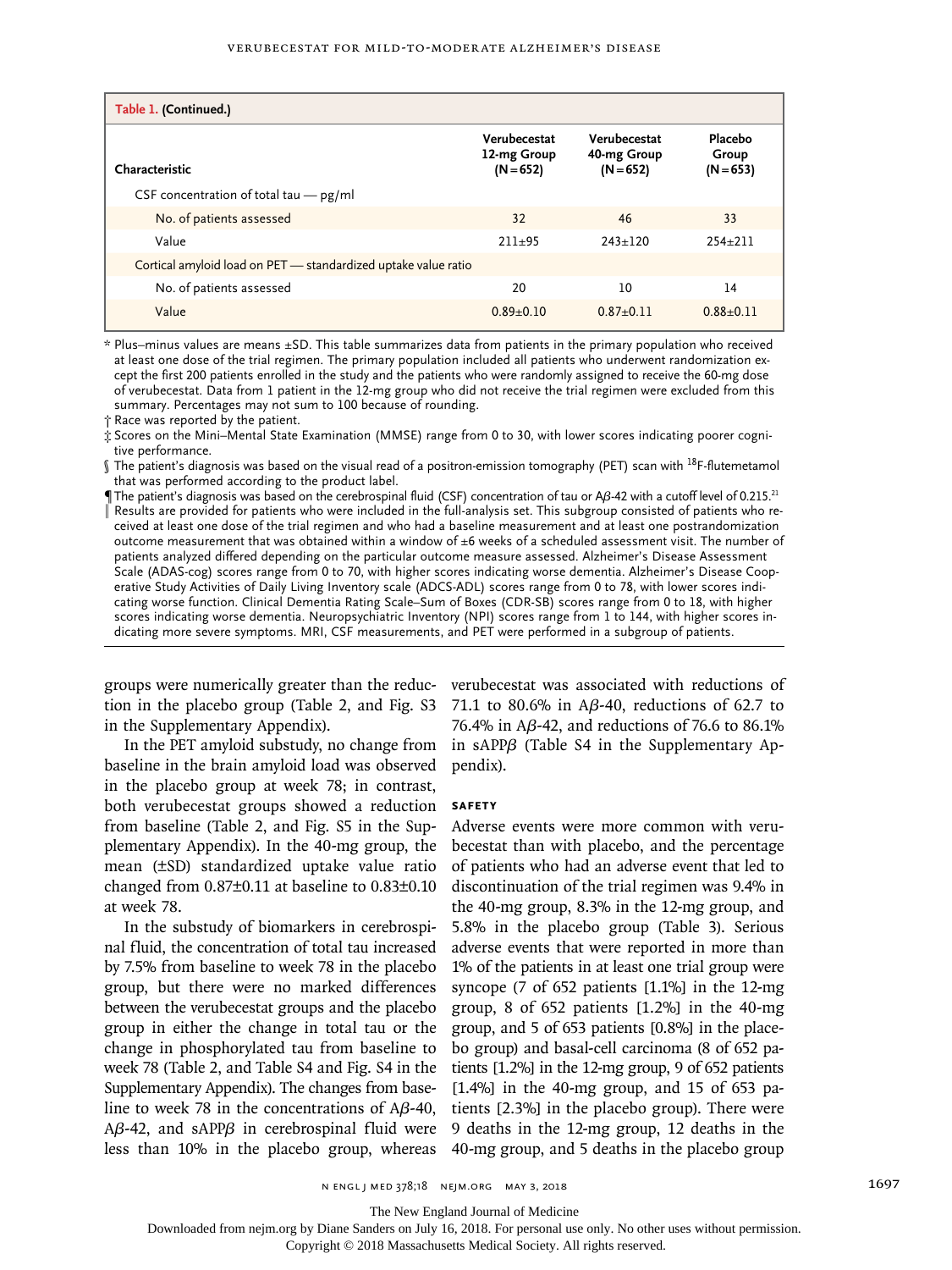| Table 1. (Continued.) | | | |
|---|---|---|---|
| Characteristic | Verubecestat 12-mg Group (N=652) | Verubecestat 40-mg Group (N=652) | Placebo Group (N=653) |
| CSF concentration of total tau — pg/ml | | | |
| No. of patients assessed | 32 | 46 | 33 |
| Value | 211±95 | 243±120 | 254±211 |
| Cortical amyloid load on PET — standardized uptake value ratio | | | |
| No. of patients assessed | 20 | 10 | 14 |
| Value | 0.89±0.10 | 0.87±0.11 | 0.88±0.11 |

\* Plus–minus values are means ±SD. This table summarizes data from patients in the primary population who received at least one dose of the trial regimen. The primary population included all patients who underwent randomization except the first 200 patients enrolled in the study and the patients who were randomly assigned to receive the 60-mg dose of verubecestat. Data from 1 patient in the 12-mg group who did not receive the trial regimen were excluded from this summary. Percentages may not sum to 100 because of rounding.

† Race was reported by the patient.

‡ Scores on the Mini–Mental State Examination (MMSE) range from 0 to 30, with lower scores indicating poorer cognitive performance.

§ The patient's diagnosis was based on the visual read of a positron-emission tomography (PET) scan with $^{18}$F-flutemetamol that was performed according to the product label.

¶ The patient's diagnosis was based on the cerebrospinal fluid (CSF) concentration of tau or Aβ-42 with a cutoff level of 0.215.[21]

‖ Results are provided for patients who were included in the full-analysis set. This subgroup consisted of patients who received at least one dose of the trial regimen and who had a baseline measurement and at least one postrandomization outcome measurement that was obtained within a window of ±6 weeks of a scheduled assessment visit. The number of patients analyzed differed depending on the particular outcome measure assessed. Alzheimer's Disease Assessment Scale (ADAS-cog) scores range from 0 to 70, with higher scores indicating worse dementia. Alzheimer's Disease Cooperative Study Activities of Daily Living Inventory scale (ADCS-ADL) scores range from 0 to 78, with lower scores indicating worse function. Clinical Dementia Rating Scale–Sum of Boxes (CDR-SB) scores range from 0 to 18, with higher scores indicating worse dementia. Neuropsychiatric Inventory (NPI) scores range from 1 to 144, with higher scores indicating more severe symptoms. MRI, CSF measurements, and PET were performed in a subgroup of patients.

groups were numerically greater than the reduction in the placebo group (Table 2, and Fig. S3 in the Supplementary Appendix).

In the PET amyloid substudy, no change from baseline in the brain amyloid load was observed in the placebo group at week 78; in contrast, both verubecestat groups showed a reduction from baseline (Table 2, and Fig. S5 in the Supplementary Appendix). In the 40-mg group, the mean (±SD) standardized uptake value ratio changed from 0.87±0.11 at baseline to 0.83±0.10 at week 78.

In the substudy of biomarkers in cerebrospinal fluid, the concentration of total tau increased by 7.5% from baseline to week 78 in the placebo group, but there were no marked differences between the verubecestat groups and the placebo group in either the change in total tau or the change in phosphorylated tau from baseline to week 78 (Table 2, and Table S4 and Fig. S4 in the Supplementary Appendix). The changes from baseline to week 78 in the concentrations of Aβ-40, Aβ-42, and sAPPβ in cerebrospinal fluid were less than 10% in the placebo group, whereas verubecestat was associated with reductions of 71.1 to 80.6% in Aβ-40, reductions of 62.7 to 76.4% in Aβ-42, and reductions of 76.6 to 86.1% in sAPPβ (Table S4 in the Supplementary Appendix).

### SAFETY

Adverse events were more common with verubecestat than with placebo, and the percentage of patients who had an adverse event that led to discontinuation of the trial regimen was 9.4% in the 40-mg group, 8.3% in the 12-mg group, and 5.8% in the placebo group (Table 3). Serious adverse events that were reported in more than 1% of the patients in at least one trial group were syncope (7 of 652 patients [1.1%] in the 12-mg group, 8 of 652 patients [1.2%] in the 40-mg group, and 5 of 653 patients [0.8%] in the placebo group) and basal-cell carcinoma (8 of 652 patients [1.2%] in the 12-mg group, 9 of 652 patients [1.4%] in the 40-mg group, and 15 of 653 patients [2.3%] in the placebo group). There were 9 deaths in the 12-mg group, 12 deaths in the 40-mg group, and 5 deaths in the placebo group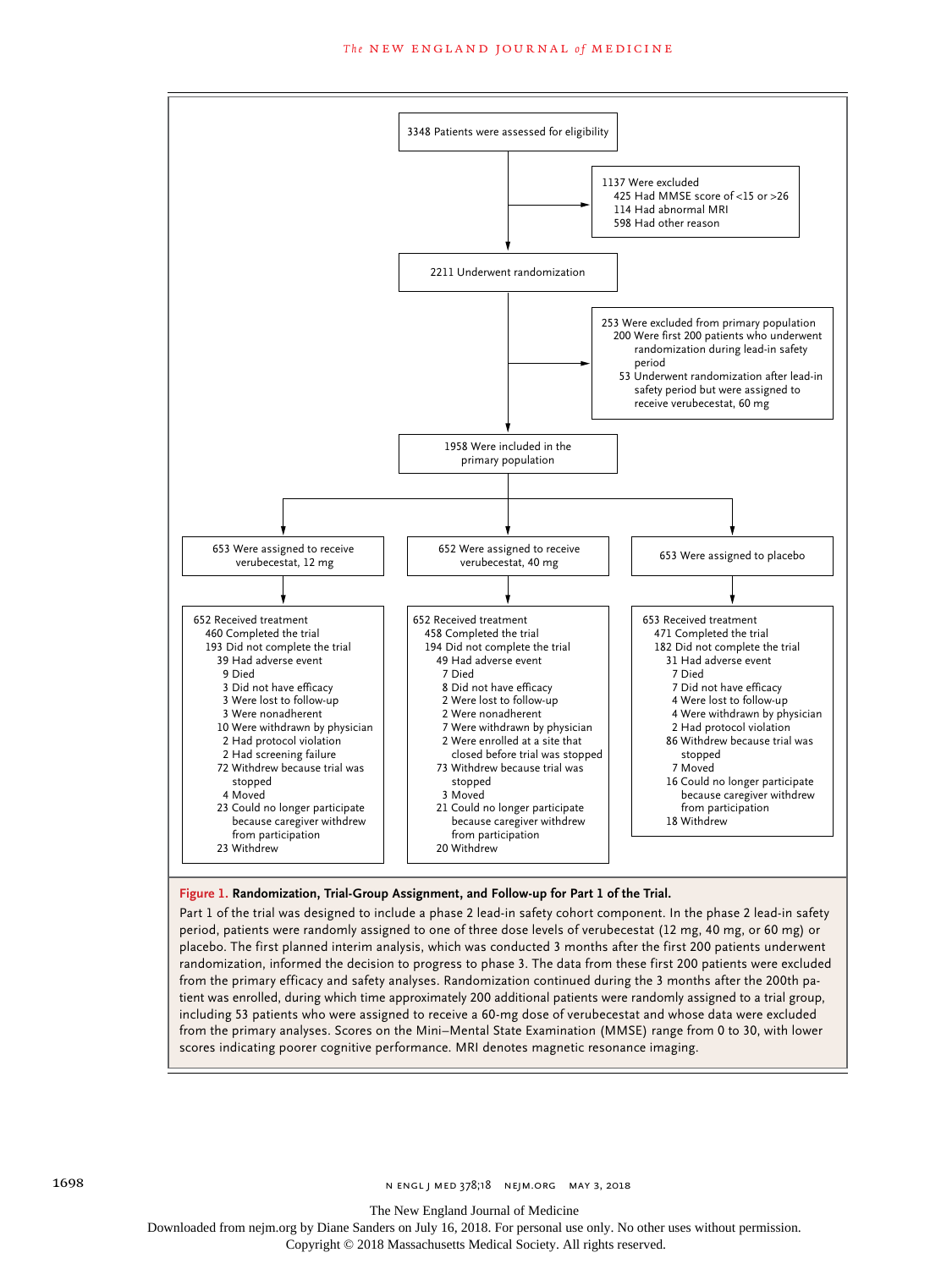3348 Patients were assessed for eligibility

1137 Were excluded
- 425 Had MMSE score of <15 or >26
- 114 Had abnormal MRI
- 598 Had other reason

2211 Underwent randomization

253 Were excluded from primary population
- 200 Were first 200 patients who underwent randomization during lead-in safety period
- 53 Underwent randomization after lead-in safety period but were assigned to receive verubecestat, 60 mg

1958 Were included in the primary population

**653 Were assigned to receive verubecestat, 12 mg**

652 Received treatment
- 460 Completed the trial
- 193 Did not complete the trial
  - 39 Had adverse event
    - 9 Died
    - 3 Did not have efficacy
    - 3 Were lost to follow-up
    - 3 Were nonadherent
    - 10 Were withdrawn by physician
    - 2 Had protocol violation
    - 2 Had screening failure
  - 72 Withdrew because trial was stopped
    - 4 Moved
  - 23 Could no longer participate because caregiver withdrew from participation
  - 23 Withdrew

**652 Were assigned to receive verubecestat, 40 mg**

652 Received treatment
- 458 Completed the trial
- 194 Did not complete the trial
  - 49 Had adverse event
    - 7 Died
    - 8 Did not have efficacy
    - 2 Were lost to follow-up
    - 2 Were nonadherent
    - 7 Were withdrawn by physician
    - 2 Were enrolled at a site that closed before trial was stopped
  - 73 Withdrew because trial was stopped
    - 3 Moved
  - 21 Could no longer participate because caregiver withdrew from participation
  - 20 Withdrew

**653 Were assigned to placebo**

653 Received treatment
- 471 Completed the trial
- 182 Did not complete the trial
  - 31 Had adverse event
    - 7 Died
    - 7 Did not have efficacy
    - 4 Were lost to follow-up
    - 4 Were withdrawn by physician
    - 2 Had protocol violation
  - 86 Withdrew because trial was stopped
    - 7 Moved
  - 16 Could no longer participate because caregiver withdrew from participation
  - 18 Withdrew

**Figure 1. Randomization, Trial-Group Assignment, and Follow-up for Part 1 of the Trial.**

Part 1 of the trial was designed to include a phase 2 lead-in safety cohort component. In the phase 2 lead-in safety period, patients were randomly assigned to one of three dose levels of verubecestat (12 mg, 40 mg, or 60 mg) or placebo. The first planned interim analysis, which was conducted 3 months after the first 200 patients underwent randomization, informed the decision to progress to phase 3. The data from these first 200 patients were excluded from the primary efficacy and safety analyses. Randomization continued during the 3 months after the 200th patient was enrolled, during which time approximately 200 additional patients were randomly assigned to a trial group, including 53 patients who were assigned to receive a 60-mg dose of verubecestat and whose data were excluded from the primary analyses. Scores on the Mini–Mental State Examination (MMSE) range from 0 to 30, with lower scores indicating poorer cognitive performance. MRI denotes magnetic resonance imaging.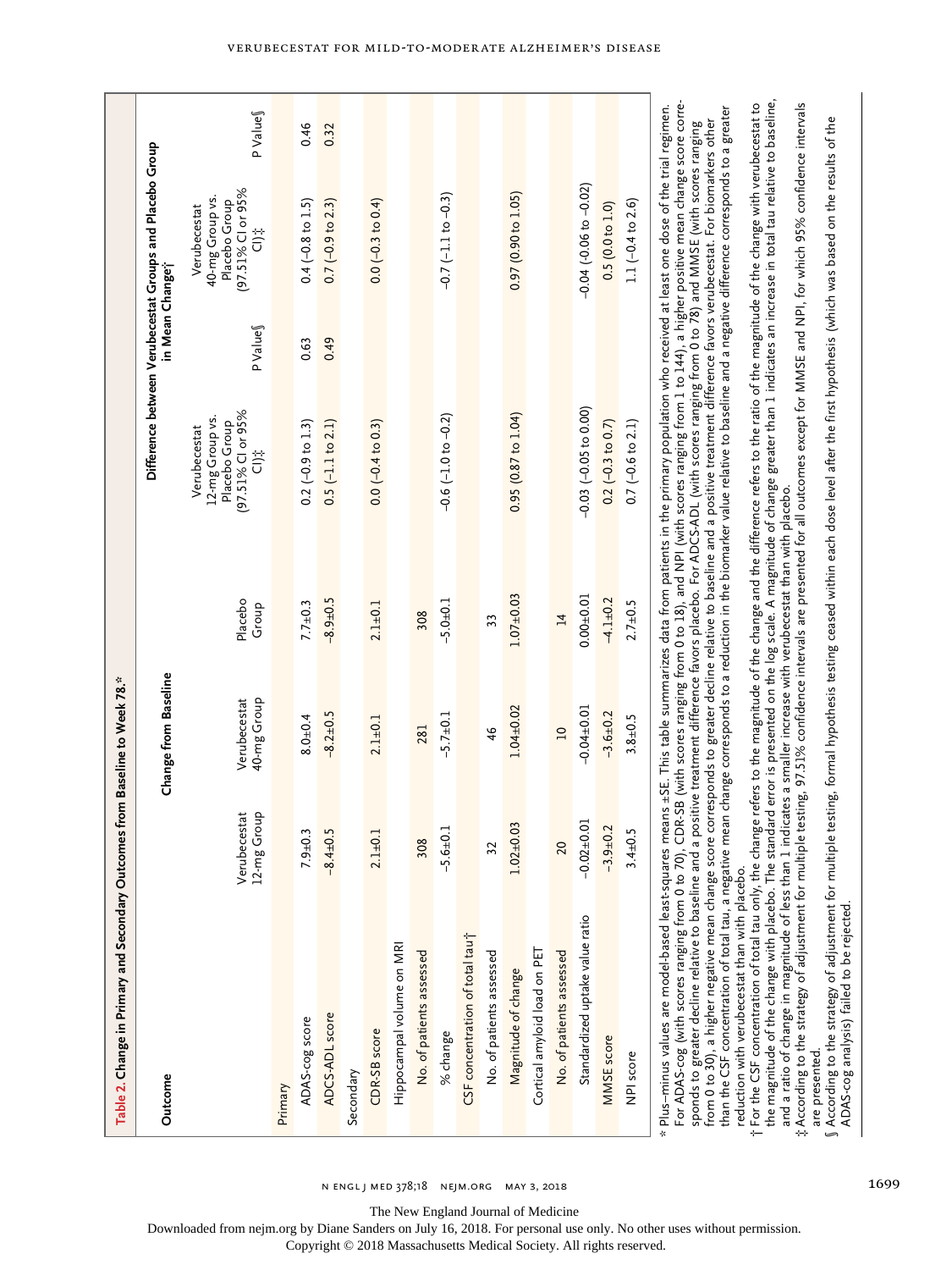**Table 2. Change in Primary and Secondary Outcomes from Baseline to Week 78.***

| Outcome | Change from Baseline | | | Difference between Verubecestat Groups and Placebo Group in Mean Change† | | | |
|---|---|---|---|---|---|---|---|
| | Verubecestat 12-mg Group | Verubecestat 40-mg Group | Placebo Group | Verubecestat 12-mg Group vs. Placebo Group (97.51% CI or 95% CI)‡ | P Value§ | Verubecestat 40-mg Group vs. Placebo Group (97.51% CI or 95% CI)‡ | P Value§ |
| **Primary** | | | | | | | |
| ADAS-cog score | 7.9±0.3 | 8.0±0.4 | 7.7±0.3 | 0.2 (−0.9 to 1.3) | 0.63 | 0.4 (−0.8 to 1.5) | 0.46 |
| ADCS-ADL score | −8.4±0.5 | −8.2±0.5 | −8.9±0.5 | 0.5 (−1.1 to 2.1) | 0.49 | 0.7 (−0.9 to 2.3) | 0.32 |
| **Secondary** | | | | | | | |
| CDR-SB score | 2.1±0.1 | 2.1±0.1 | 2.1±0.1 | 0.0 (−0.4 to 0.3) | | 0.0 (−0.3 to 0.4) | |
| Hippocampal volume on MRI | | | | | | | |
| No. of patients assessed | 308 | 281 | 308 | | | | |
| % change | −5.6±0.1 | −5.7±0.1 | −5.0±0.1 | −0.6 (−1.0 to −0.2) | | −0.7 (−1.1 to −0.3) | |
| CSF concentration of total tau† | | | | | | | |
| No. of patients assessed | 32 | 46 | 33 | | | | |
| Magnitude of change | 1.02±0.03 | 1.04±0.02 | 1.07±0.03 | 0.95 (0.87 to 1.04) | | 0.97 (0.90 to 1.05) | |
| Cortical amyloid load on PET | | | | | | | |
| No. of patients assessed | 20 | 10 | 14 | | | | |
| Standardized uptake value ratio | −0.02±0.01 | −0.04±0.01 | 0.00±0.01 | −0.03 (−0.05 to 0.00) | | −0.04 (−0.06 to −0.02) | |
| MMSE score | −3.9±0.2 | −3.6±0.2 | −4.1±0.2 | 0.2 (−0.3 to 0.7) | | 0.5 (0.0 to 1.0) | |
| NPI score | 3.4±0.5 | 3.8±0.5 | 2.7±0.5 | 0.7 (−0.6 to 2.1) | | 1.1 (−0.4 to 2.6) | |

\* Plus–minus values are model-based least-squares means ±SE. This table summarizes data from patients in the primary population who received at least one dose of the trial regimen. For ADAS-cog (with scores ranging from 0 to 70), CDR-SB (with scores ranging from 0 to 18), and NPI (with scores ranging from 1 to 144), a higher positive mean change score corresponds to greater decline relative to baseline and a positive treatment difference favors placebo. For ADCS-ADL (with scores ranging from 0 to 78) and MMSE (with scores ranging from 0 to 30), a higher negative mean change score corresponds to greater decline relative to baseline and a positive treatment difference favors verubecestat. For biomarkers other than the CSF concentration of total tau, a negative mean change corresponds to a reduction in the biomarker value relative to baseline and a negative difference corresponds to a greater reduction with verubecestat than with placebo.

† For the CSF concentration of total tau only, the change refers to the magnitude of the change and the difference refers to the ratio of the magnitude of the change with verubecestat to the magnitude of the change with placebo. The standard error is presented on the log scale. A magnitude of change greater than 1 indicates an increase in total tau relative to baseline, and a ratio of change in magnitude of less than 1 indicates a smaller increase with verubecestat than with placebo.

‡ According to the strategy of adjustment for multiple testing, 97.51% confidence intervals are presented for all outcomes except for MMSE and NPI, for which 95% confidence intervals are presented.

§ According to the strategy of adjustment for multiple testing, formal hypothesis testing ceased within each dose level after the first hypothesis (which was based on the results of the ADAS-cog analysis) failed to be rejected.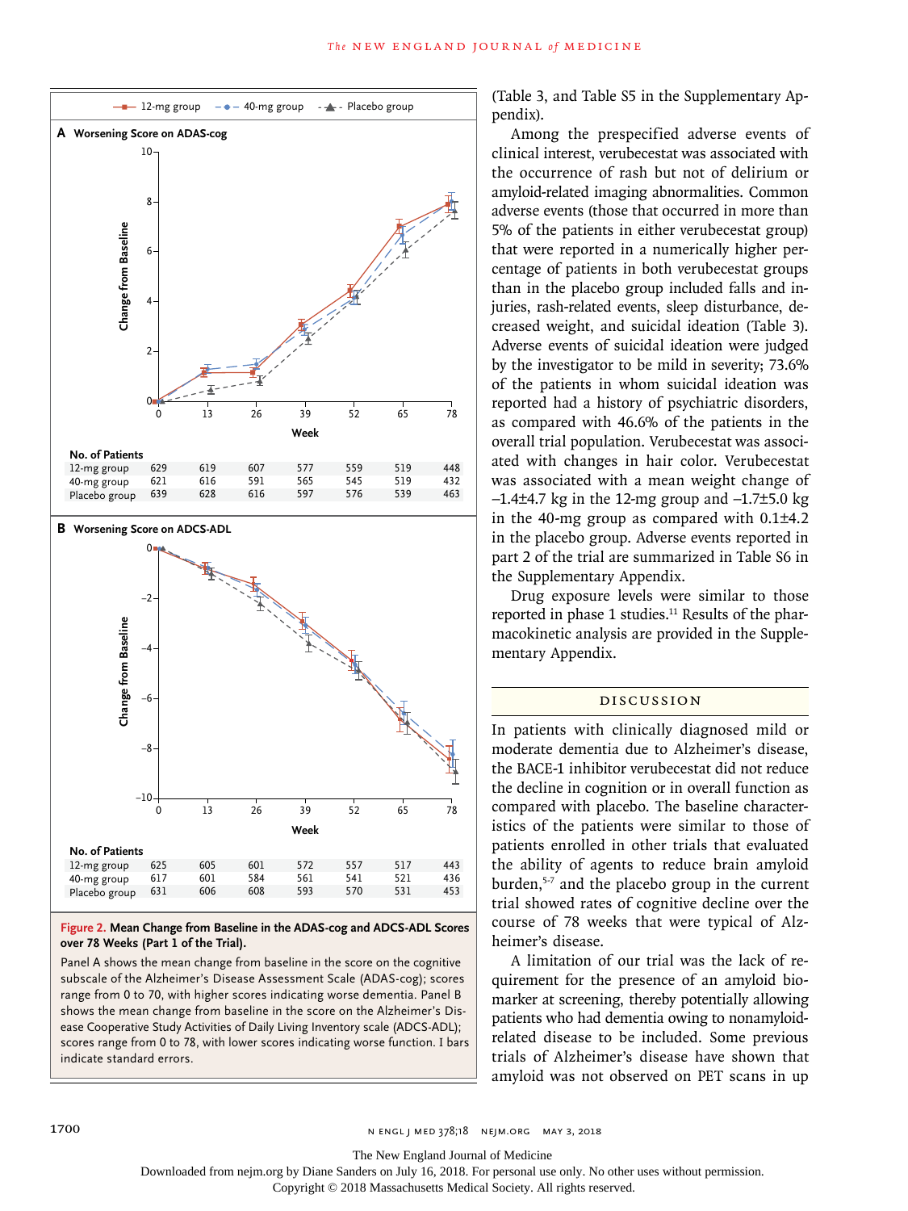(Table 3, and Table S5 in the Supplementary Appendix).

Among the prespecified adverse events of clinical interest, verubecestat was associated with the occurrence of rash but not of delirium or amyloid-related imaging abnormalities. Common adverse events (those that occurred in more than 5% of the patients in either verubecestat group) that were reported in a numerically higher percentage of patients in both verubecestat groups than in the placebo group included falls and injuries, rash-related events, sleep disturbance, decreased weight, and suicidal ideation (Table 3). Adverse events of suicidal ideation were judged by the investigator to be mild in severity; 73.6% of the patients in whom suicidal ideation was reported had a history of psychiatric disorders, as compared with 46.6% of the patients in the overall trial population. Verubecestat was associated with changes in hair color. Verubecestat was associated with a mean weight change of −1.4±4.7 kg in the 12-mg group and −1.7±5.0 kg in the 40-mg group as compared with 0.1±4.2 in the placebo group. Adverse events reported in part 2 of the trial are summarized in Table S6 in the Supplementary Appendix.

Drug exposure levels were similar to those reported in phase 1 studies.[11] Results of the pharmacokinetic analysis are provided in the Supplementary Appendix.

## DISCUSSION

In patients with clinically diagnosed mild or moderate dementia due to Alzheimer's disease, the BACE-1 inhibitor verubecestat did not reduce the decline in cognition or in overall function as compared with placebo. The baseline characteristics of the patients were similar to those of patients enrolled in other trials that evaluated the ability of agents to reduce brain amyloid burden,[5-7] and the placebo group in the current trial showed rates of cognitive decline over the course of 78 weeks that were typical of Alzheimer's disease.

A limitation of our trial was the lack of requirement for the presence of an amyloid biomarker at screening, thereby potentially allowing patients who had dementia owing to nonamyloid-related disease to be included. Some previous trials of Alzheimer's disease have shown that amyloid was not observed on PET scans in up

A Worsening Score on ADAS-cog

No. of Patients

| Group | 0 | 13 | 26 | 39 | 52 | 65 | 78 |
|---|---|---|---|---|---|---|---|
| 12-mg group | 629 | 619 | 607 | 577 | 559 | 519 | 448 |
| 40-mg group | 621 | 616 | 591 | 565 | 545 | 519 | 432 |
| Placebo group | 639 | 628 | 616 | 597 | 576 | 539 | 463 |

B Worsening Score on ADCS-ADL

No. of Patients

| Group | 0 | 13 | 26 | 39 | 52 | 65 | 78 |
|---|---|---|---|---|---|---|---|
| 12-mg group | 625 | 605 | 601 | 572 | 557 | 517 | 443 |
| 40-mg group | 617 | 601 | 584 | 561 | 541 | 521 | 436 |
| Placebo group | 631 | 606 | 608 | 593 | 570 | 531 | 453 |

**Figure 2. Mean Change from Baseline in the ADAS-cog and ADCS-ADL Scores over 78 Weeks (Part 1 of the Trial).**

Panel A shows the mean change from baseline in the score on the cognitive subscale of the Alzheimer's Disease Assessment Scale (ADAS-cog); scores range from 0 to 70, with higher scores indicating worse dementia. Panel B shows the mean change from baseline in the score on the Alzheimer's Disease Cooperative Study Activities of Daily Living Inventory scale (ADCS-ADL); scores range from 0 to 78, with lower scores indicating worse function. I bars indicate standard errors.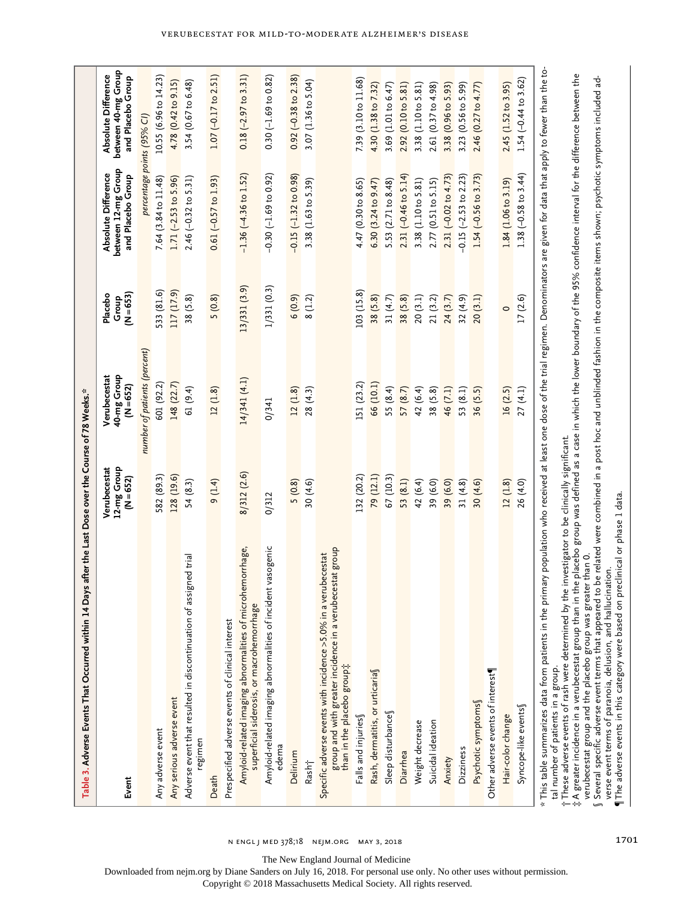**Table 3. Adverse Events That Occurred within 14 Days after the Last Dose over the Course of 78 Weeks.***

| Event | Verubecestat 12-mg Group (N=652) | Verubecestat 40-mg Group (N=652) | Placebo Group (N=653) | Absolute Difference between 12-mg Group and Placebo Group | Absolute Difference between 40-mg Group and Placebo Group |
|---|---|---|---|---|---|
| | *number of patients (percent)* | | | *percentage points (95% CI)* | |
| Any adverse event | 582 (89.3) | 601 (92.2) | 533 (81.6) | 7.64 (3.84 to 11.48) | 10.55 (6.96 to 14.23) |
| Any serious adverse event | 128 (19.6) | 148 (22.7) | 117 (17.9) | 1.71 (−2.53 to 5.96) | 4.78 (0.42 to 9.15) |
| Adverse event that resulted in discontinuation of assigned trial regimen | 54 (8.3) | 61 (9.4) | 38 (5.8) | 2.46 (−0.32 to 5.31) | 3.54 (0.67 to 6.48) |
| Death | 9 (1.4) | 12 (1.8) | 5 (0.8) | 0.61 (−0.57 to 1.93) | 1.07 (−0.17 to 2.51) |
| Prespecified adverse events of clinical interest | | | | | |
| Amyloid-related imaging abnormalities of microhemorrhage, superficial siderosis, or macrohemorrhage | 8/312 (2.6) | 14/341 (4.1) | 13/331 (3.9) | −1.36 (−4.36 to 1.52) | 0.18 (−2.97 to 3.31) |
| Amyloid-related imaging abnormalities of incident vasogenic edema | 0/312 | 0/341 | 1/331 (0.3) | −0.30 (−1.69 to 0.92) | 0.30 (−1.69 to 0.82) |
| Delirium | 5 (0.8) | 12 (1.8) | 6 (0.9) | −0.15 (−1.32 to 0.98) | 0.92 (−0.38 to 2.38) |
| Rash† | 30 (4.6) | 28 (4.3) | 8 (1.2) | 3.38 (1.63 to 5.39) | 3.07 (1.36 to 5.04) |
| Specific adverse events with incidence >5.0% in a verubecestat group and with greater incidence in a verubecestat group than in the placebo group‡ | | | | | |
| Falls and injuries§ | 132 (20.2) | 151 (23.2) | 103 (15.8) | 4.47 (0.30 to 8.65) | 7.39 (3.10 to 11.68) |
| Rash, dermatitis, or urticaria§ | 79 (12.1) | 66 (10.1) | 38 (5.8) | 6.30 (3.24 to 9.47) | 4.30 (1.38 to 7.32) |
| Sleep disturbance§ | 67 (10.3) | 55 (8.4) | 31 (4.7) | 5.53 (2.71 to 8.48) | 3.69 (1.01 to 6.47) |
| Diarrhea | 53 (8.1) | 57 (8.7) | 38 (5.8) | 2.31 (−0.46 to 5.14) | 2.92 (0.10 to 5.81) |
| Weight decrease | 42 (6.4) | 42 (6.4) | 20 (3.1) | 3.38 (1.10 to 5.81) | 3.38 (1.10 to 5.81) |
| Suicidal ideation | 39 (6.0) | 38 (5.8) | 21 (3.2) | 2.77 (0.51 to 5.15) | 2.61 (0.37 to 4.98) |
| Anxiety | 39 (6.0) | 46 (7.1) | 24 (3.7) | 2.31 (−0.02 to 4.73) | 3.38 (0.96 to 5.93) |
| Dizziness | 31 (4.8) | 53 (8.1) | 32 (4.9) | −0.15 (−2.53 to 2.23) | 3.23 (0.56 to 5.99) |
| Psychotic symptoms§ | 30 (4.6) | 36 (5.5) | 20 (3.1) | 1.54 (−0.56 to 3.73) | 2.46 (0.27 to 4.77) |
| Other adverse events of interest¶ | | | | | |
| Hair-color change | 12 (1.8) | 16 (2.5) | 0 | 1.84 (1.06 to 3.19) | 2.45 (1.52 to 3.95) |
| Syncope-like events§ | 26 (4.0) | 27 (4.1) | 17 (2.6) | 1.38 (−0.58 to 3.44) | 1.54 (−0.44 to 3.62) |

\* This table summarizes data from patients in the primary population who received at least one dose of the trial regimen. Denominators are given for data that apply to fewer than the total number of patients in a group.

† These adverse events of rash were determined by the investigator to be clinically significant.

‡ A greater incidence in a verubecestat group than in the placebo group was defined as a case in which the lower boundary of the 95% confidence interval for the difference between the verubecestat group and the placebo group was greater than 0.

§ Several specific adverse event terms that appeared to be related were combined in a post hoc and unblinded fashion in the composite items shown; psychotic symptoms included adverse event terms of paranoia, delusion, and hallucination.

¶ The adverse events in this category were based on preclinical or phase 1 data.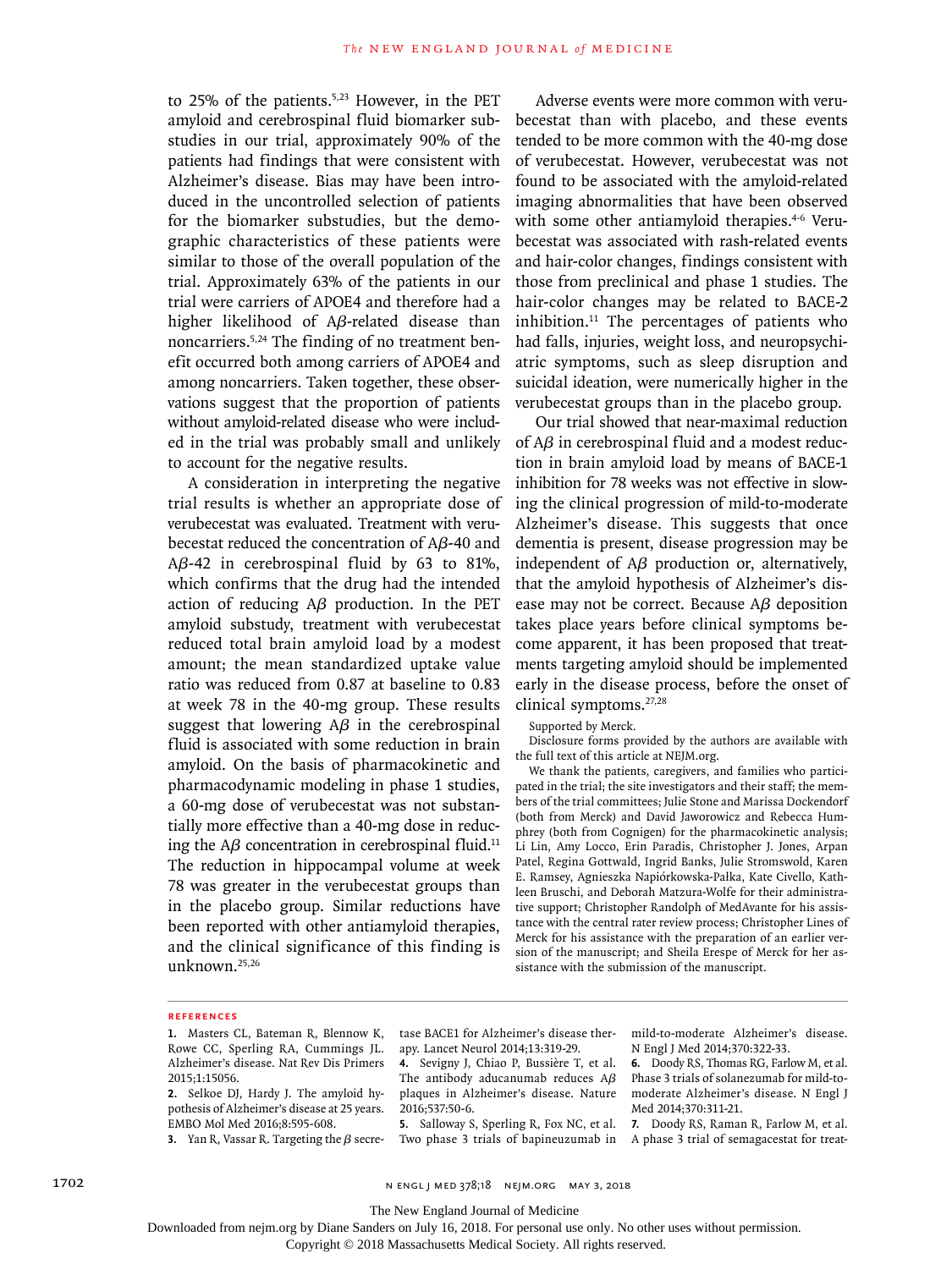to 25% of the patients.[5,23] However, in the PET amyloid and cerebrospinal fluid biomarker substudies in our trial, approximately 90% of the patients had findings that were consistent with Alzheimer's disease. Bias may have been introduced in the uncontrolled selection of patients for the biomarker substudies, but the demographic characteristics of these patients were similar to those of the overall population of the trial. Approximately 63% of the patients in our trial were carriers of APOE4 and therefore had a higher likelihood of Aβ-related disease than noncarriers.[5,24] The finding of no treatment benefit occurred both among carriers of APOE4 and among noncarriers. Taken together, these observations suggest that the proportion of patients without amyloid-related disease who were included in the trial was probably small and unlikely to account for the negative results.

A consideration in interpreting the negative trial results is whether an appropriate dose of verubecestat was evaluated. Treatment with verubecestat reduced the concentration of Aβ-40 and Aβ-42 in cerebrospinal fluid by 63 to 81%, which confirms that the drug had the intended action of reducing Aβ production. In the PET amyloid substudy, treatment with verubecestat reduced total brain amyloid load by a modest amount; the mean standardized uptake value ratio was reduced from 0.87 at baseline to 0.83 at week 78 in the 40-mg group. These results suggest that lowering Aβ in the cerebrospinal fluid is associated with some reduction in brain amyloid. On the basis of pharmacokinetic and pharmacodynamic modeling in phase 1 studies, a 60-mg dose of verubecestat was not substantially more effective than a 40-mg dose in reducing the Aβ concentration in cerebrospinal fluid.[11] The reduction in hippocampal volume at week 78 was greater in the verubecestat groups than in the placebo group. Similar reductions have been reported with other antiamyloid therapies, and the clinical significance of this finding is unknown.[25,26]

Adverse events were more common with verubecestat than with placebo, and these events tended to be more common with the 40-mg dose of verubecestat. However, verubecestat was not found to be associated with the amyloid-related imaging abnormalities that have been observed with some other antiamyloid therapies.[4-6] Verubecestat was associated with rash-related events and hair-color changes, findings consistent with those from preclinical and phase 1 studies. The hair-color changes may be related to BACE-2 inhibition.[11] The percentages of patients who had falls, injuries, weight loss, and neuropsychiatric symptoms, such as sleep disruption and suicidal ideation, were numerically higher in the verubecestat groups than in the placebo group.

Our trial showed that near-maximal reduction of Aβ in cerebrospinal fluid and a modest reduction in brain amyloid load by means of BACE-1 inhibition for 78 weeks was not effective in slowing the clinical progression of mild-to-moderate Alzheimer's disease. This suggests that once dementia is present, disease progression may be independent of Aβ production or, alternatively, that the amyloid hypothesis of Alzheimer's disease may not be correct. Because Aβ deposition takes place years before clinical symptoms become apparent, it has been proposed that treatments targeting amyloid should be implemented early in the disease process, before the onset of clinical symptoms.[27,28]

Supported by Merck.

Disclosure forms provided by the authors are available with the full text of this article at NEJM.org.

We thank the patients, caregivers, and families who participated in the trial; the site investigators and their staff; the members of the trial committees; Julie Stone and Marissa Dockendorf (both from Merck) and David Jaworowicz and Rebecca Humphrey (both from Cognigen) for the pharmacokinetic analysis; Li Lin, Amy Locco, Erin Paradis, Christopher J. Jones, Arpan Patel, Regina Gottwald, Ingrid Banks, Julie Stromswold, Karen E. Ramsey, Agnieszka Napiórkowska-Pałka, Kate Civello, Kathleen Bruschi, and Deborah Matzura-Wolfe for their administrative support; Christopher Randolph of MedAvante for his assistance with the central rater review process; Christopher Lines of Merck for his assistance with the preparation of an earlier version of the manuscript; and Sheila Erespe of Merck for her assistance with the submission of the manuscript.

## References

1. Masters CL, Bateman R, Blennow K, Rowe CC, Sperling RA, Cummings JL. Alzheimer's disease. Nat Rev Dis Primers 2015;1:15056.
2. Selkoe DJ, Hardy J. The amyloid hypothesis of Alzheimer's disease at 25 years. EMBO Mol Med 2016;8:595-608.
3. Yan R, Vassar R. Targeting the β secretase BACE1 for Alzheimer's disease therapy. Lancet Neurol 2014;13:319-29.
4. Sevigny J, Chiao P, Bussière T, et al. The antibody aducanumab reduces Aβ plaques in Alzheimer's disease. Nature 2016;537:50-6.
5. Salloway S, Sperling R, Fox NC, et al. Two phase 3 trials of bapineuzumab in mild-to-moderate Alzheimer's disease. N Engl J Med 2014;370:322-33.
6. Doody RS, Thomas RG, Farlow M, et al. Phase 3 trials of solanezumab for mild-to-moderate Alzheimer's disease. N Engl J Med 2014;370:311-21.
7. Doody RS, Raman R, Farlow M, et al. A phase 3 trial of semagacestat for treat-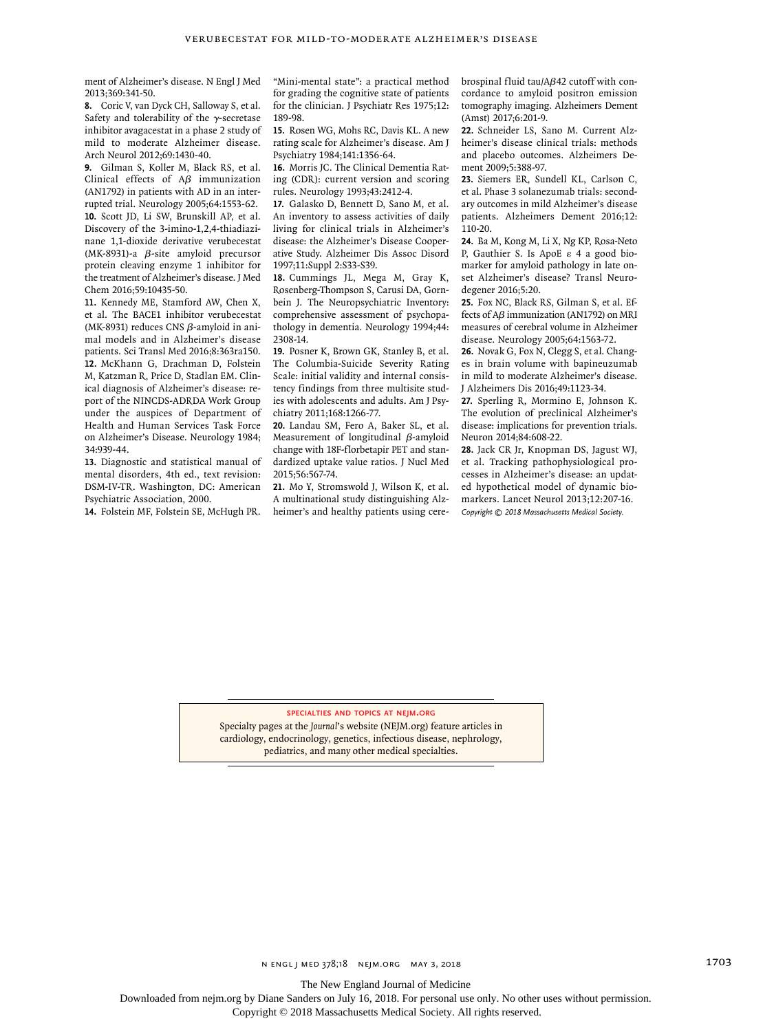ment of Alzheimer's disease. N Engl J Med 2013;369:341-50.

**8.** Coric V, van Dyck CH, Salloway S, et al. Safety and tolerability of the γ-secretase inhibitor avagacestat in a phase 2 study of mild to moderate Alzheimer disease. Arch Neurol 2012;69:1430-40.

**9.** Gilman S, Koller M, Black RS, et al. Clinical effects of Aβ immunization (AN1792) in patients with AD in an interrupted trial. Neurology 2005;64:1553-62.

**10.** Scott JD, Li SW, Brunskill AP, et al. Discovery of the 3-imino-1,2,4-thiadiazinane 1,1-dioxide derivative verubecestat (MK-8931)-a β-site amyloid precursor protein cleaving enzyme 1 inhibitor for the treatment of Alzheimer's disease. J Med Chem 2016;59:10435-50.

**11.** Kennedy ME, Stamford AW, Chen X, et al. The BACE1 inhibitor verubecestat (MK-8931) reduces CNS β-amyloid in animal models and in Alzheimer's disease patients. Sci Transl Med 2016;8:363ra150.

**12.** McKhann G, Drachman D, Folstein M, Katzman R, Price D, Stadlan EM. Clinical diagnosis of Alzheimer's disease: report of the NINCDS-ADRDA Work Group under the auspices of Department of Health and Human Services Task Force on Alzheimer's Disease. Neurology 1984; 34:939-44.

**13.** Diagnostic and statistical manual of mental disorders, 4th ed., text revision: DSM-IV-TR. Washington, DC: American Psychiatric Association, 2000.

**14.** Folstein MF, Folstein SE, McHugh PR. "Mini-mental state": a practical method for grading the cognitive state of patients for the clinician. J Psychiatr Res 1975;12: 189-98.

**15.** Rosen WG, Mohs RC, Davis KL. A new rating scale for Alzheimer's disease. Am J Psychiatry 1984;141:1356-64.

**16.** Morris JC. The Clinical Dementia Rating (CDR): current version and scoring rules. Neurology 1993;43:2412-4.

**17.** Galasko D, Bennett D, Sano M, et al. An inventory to assess activities of daily living for clinical trials in Alzheimer's disease: the Alzheimer's Disease Cooperative Study. Alzheimer Dis Assoc Disord 1997;11:Suppl 2:S33-S39.

**18.** Cummings JL, Mega M, Gray K, Rosenberg-Thompson S, Carusi DA, Gornbein J. The Neuropsychiatric Inventory: comprehensive assessment of psychopathology in dementia. Neurology 1994;44: 2308-14.

**19.** Posner K, Brown GK, Stanley B, et al. The Columbia-Suicide Severity Rating Scale: initial validity and internal consistency findings from three multisite studies with adolescents and adults. Am J Psychiatry 2011;168:1266-77.

**20.** Landau SM, Fero A, Baker SL, et al. Measurement of longitudinal β-amyloid change with 18F-florbetapir PET and standardized uptake value ratios. J Nucl Med 2015;56:567-74.

**21.** Mo Y, Stromswold J, Wilson K, et al. A multinational study distinguishing Alzheimer's and healthy patients using cerebrospinal fluid tau/Aβ42 cutoff with concordance to amyloid positron emission tomography imaging. Alzheimers Dement (Amst) 2017;6:201-9.

**22.** Schneider LS, Sano M. Current Alzheimer's disease clinical trials: methods and placebo outcomes. Alzheimers Dement 2009;5:388-97.

**23.** Siemers ER, Sundell KL, Carlson C, et al. Phase 3 solanezumab trials: secondary outcomes in mild Alzheimer's disease patients. Alzheimers Dement 2016;12: 110-20.

**24.** Ba M, Kong M, Li X, Ng KP, Rosa-Neto P, Gauthier S. Is ApoE ε 4 a good biomarker for amyloid pathology in late onset Alzheimer's disease? Transl Neurodegener 2016;5:20.

**25.** Fox NC, Black RS, Gilman S, et al. Effects of Aβ immunization (AN1792) on MRI measures of cerebral volume in Alzheimer disease. Neurology 2005;64:1563-72.

**26.** Novak G, Fox N, Clegg S, et al. Changes in brain volume with bapineuzumab in mild to moderate Alzheimer's disease. J Alzheimers Dis 2016;49:1123-34.

**27.** Sperling R, Mormino E, Johnson K. The evolution of preclinical Alzheimer's disease: implications for prevention trials. Neuron 2014;84:608-22.

**28.** Jack CR Jr, Knopman DS, Jagust WJ, et al. Tracking pathophysiological processes in Alzheimer's disease: an updated hypothetical model of dynamic biomarkers. Lancet Neurol 2013;12:207-16.

*Copyright © 2018 Massachusetts Medical Society.*

**SPECIALTIES AND TOPICS AT NEJM.ORG**

Specialty pages at the *Journal*'s website (NEJM.org) feature articles in cardiology, endocrinology, genetics, infectious disease, nephrology, pediatrics, and many other medical specialties.